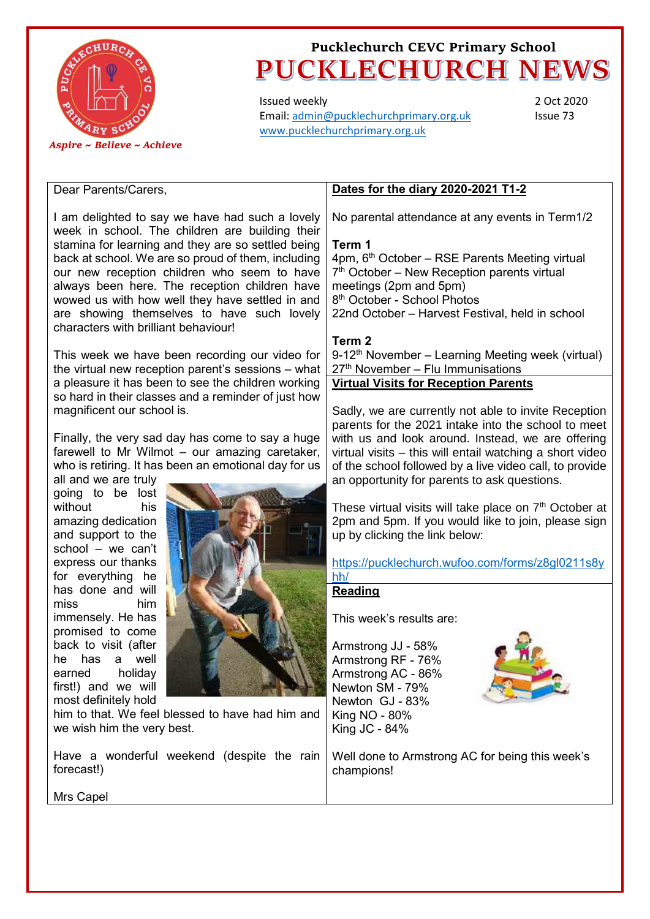Pucklechurch CEVC Primary School

# PUCKLECHURCH NEWS

*Aspire ~ Believe ~ Achieve*

Issued weekly
Email: admin@pucklechurchprimary.org.uk
www.pucklechurchprimary.org.uk

2 Oct 2020
Issue 73

Dear Parents/Carers,

I am delighted to say we have had such a lovely week in school. The children are building their stamina for learning and they are so settled being back at school. We are so proud of them, including our new reception children who seem to have always been here. The reception children have wowed us with how well they have settled in and are showing themselves to have such lovely characters with brilliant behaviour!

This week we have been recording our video for the virtual new reception parent's sessions – what a pleasure it has been to see the children working so hard in their classes and a reminder of just how magnificent our school is.

Finally, the very sad day has come to say a huge farewell to Mr Wilmot – our amazing caretaker, who is retiring. It has been an emotional day for us all and we are truly going to be lost without his amazing dedication and support to the school – we can't express our thanks for everything he has done and will miss him immensely. He has promised to come back to visit (after he has a well earned holiday first!) and we will most definitely hold him to that. We feel blessed to have had him and we wish him the very best.

Have a wonderful weekend (despite the rain forecast!)

Mrs Capel

## Dates for the diary 2020-2021 T1-2

No parental attendance at any events in Term1/2

**Term 1**

4pm, 6th October – RSE Parents Meeting virtual
7th October – New Reception parents virtual meetings (2pm and 5pm)
8th October - School Photos
22nd October – Harvest Festival, held in school

**Term 2**

9-12th November – Learning Meeting week (virtual)
27th November – Flu Immunisations

## Virtual Visits for Reception Parents

Sadly, we are currently not able to invite Reception parents for the 2021 intake into the school to meet with us and look around. Instead, we are offering virtual visits – this will entail watching a short video of the school followed by a live video call, to provide an opportunity for parents to ask questions.

These virtual visits will take place on 7th October at 2pm and 5pm. If you would like to join, please sign up by clicking the link below:

https://pucklechurch.wufoo.com/forms/z8gl0211s8yhh/

## Reading

This week's results are:

Armstrong JJ - 58%
Armstrong RF - 76%
Armstrong AC - 86%
Newton SM - 79%
Newton GJ - 83%
King NO - 80%
King JC - 84%

Well done to Armstrong AC for being this week's champions!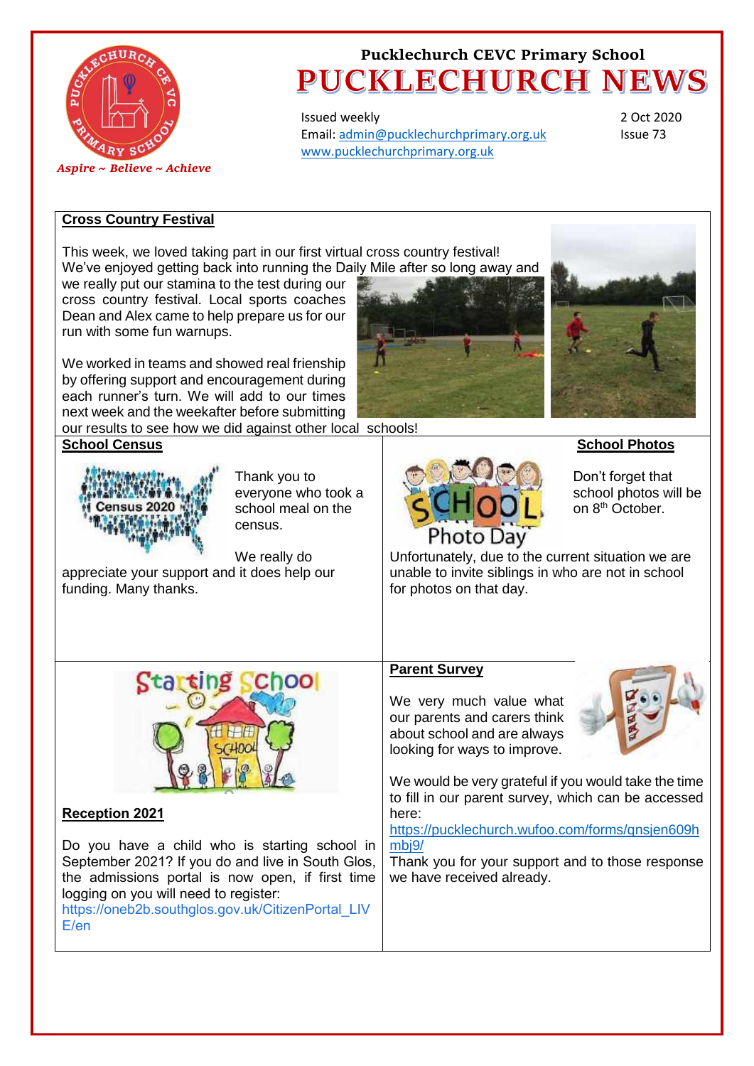Pucklechurch CEVC Primary School

# PUCKLECHURCH NEWS

*Aspire ~ Believe ~ Achieve*

Issued weekly
Email: admin@pucklechurchprimary.org.uk
www.pucklechurchprimary.org.uk

2 Oct 2020
Issue 73

## Cross Country Festival

This week, we loved taking part in our first virtual cross country festival! We've enjoyed getting back into running the Daily Mile after so long away and we really put our stamina to the test during our cross country festival. Local sports coaches Dean and Alex came to help prepare us for our run with some fun warnups.

We worked in teams and showed real frienship by offering support and encouragement during each runner's turn. We will add to our times next week and the weekafter before submitting our results to see how we did against other local schools!

## School Census

Thank you to everyone who took a school meal on the census.

We really do appreciate your support and it does help our funding. Many thanks.

## School Photos

Don't forget that school photos will be on 8th October.

Unfortunately, due to the current situation we are unable to invite siblings in who are not in school for photos on that day.

## Reception 2021

Do you have a child who is starting school in September 2021? If you do and live in South Glos, the admissions portal is now open, if first time logging on you will need to register:
https://oneb2b.southglos.gov.uk/CitizenPortal_LIVE/en

## Parent Survey

We very much value what our parents and carers think about school and are always looking for ways to improve.

We would be very grateful if you would take the time to fill in our parent survey, which can be accessed here:
https://pucklechurch.wufoo.com/forms/qnsjen609hmbj9/
Thank you for your support and to those response we have received already.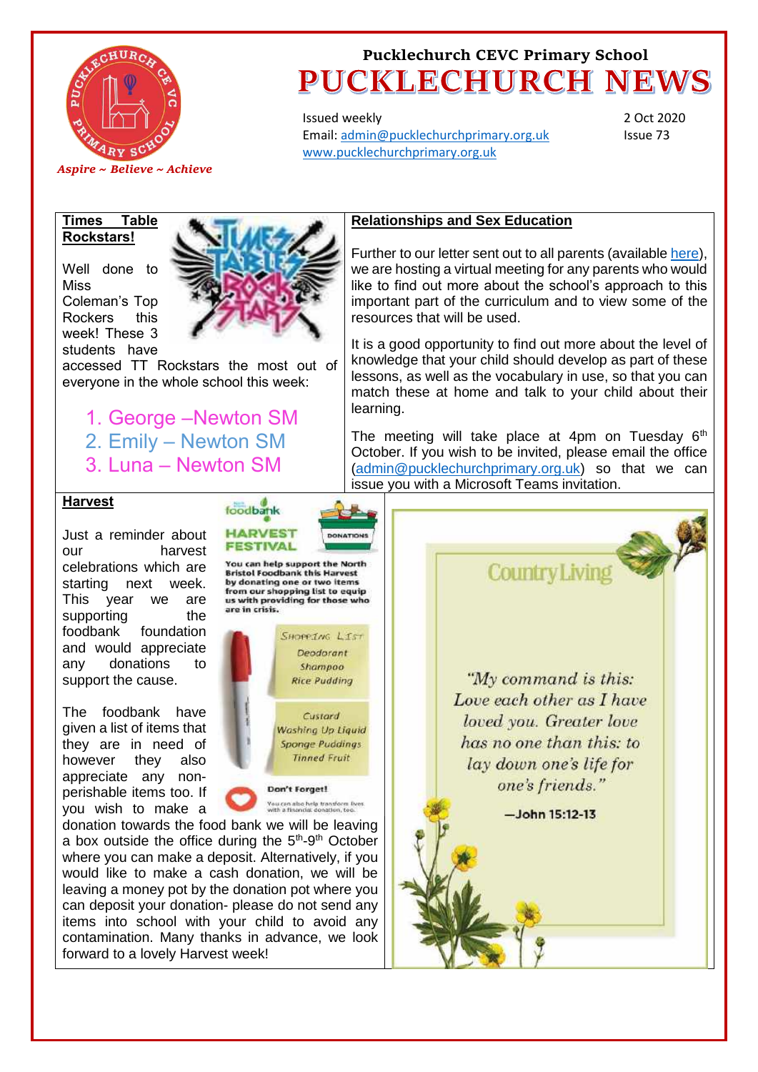Pucklechurch CEVC Primary School

# PUCKLECHURCH NEWS

Aspire ~ Believe ~ Achieve

Issued weekly
Email: admin@pucklechurchprimary.org.uk
www.pucklechurchprimary.org.uk

2 Oct 2020
Issue 73

## Times Table Rockstars!

Well done to Miss Coleman's Top Rockers this week! These 3 students have accessed TT Rockstars the most out of everyone in the whole school this week:

1. George –Newton SM
2. Emily – Newton SM
3. Luna – Newton SM

## Relationships and Sex Education

Further to our letter sent out to all parents (available here), we are hosting a virtual meeting for any parents who would like to find out more about the school's approach to this important part of the curriculum and to view some of the resources that will be used.

It is a good opportunity to find out more about the level of knowledge that your child should develop as part of these lessons, as well as the vocabulary in use, so that you can match these at home and talk to your child about their learning.

The meeting will take place at 4pm on Tuesday 6th October. If you wish to be invited, please email the office (admin@pucklechurchprimary.org.uk) so that we can issue you with a Microsoft Teams invitation.

## Harvest

Just a reminder about our harvest celebrations which are starting next week. This year we are supporting the foodbank foundation and would appreciate any donations to support the cause.

The foodbank have given a list of items that they are in need of however they also appreciate any non-perishable items too. If you wish to make a donation towards the food bank we will be leaving a box outside the office during the 5th-9th October where you can make a deposit. Alternatively, if you would like to make a cash donation, we will be leaving a money pot by the donation pot where you can deposit your donation- please do not send any items into school with your child to avoid any contamination. Many thanks in advance, we look forward to a lovely Harvest week!

**foodbank HARVEST FESTIVAL**

You can help support the North Bristol Foodbank this Harvest by donating one or two items from our shopping list to equip us with providing for those who are in crisis.

Shopping List
- Deodorant
- Shampoo
- Rice Pudding
- Custard
- Washing Up Liquid
- Sponge Puddings
- Tinned Fruit

**Don't Forget!**
You can also help transform lives with a financial donation, too.

Country Living

*"My command is this: Love each other as I have loved you. Greater love has no one than this: to lay down one's life for one's friends."*

—John 15:12-13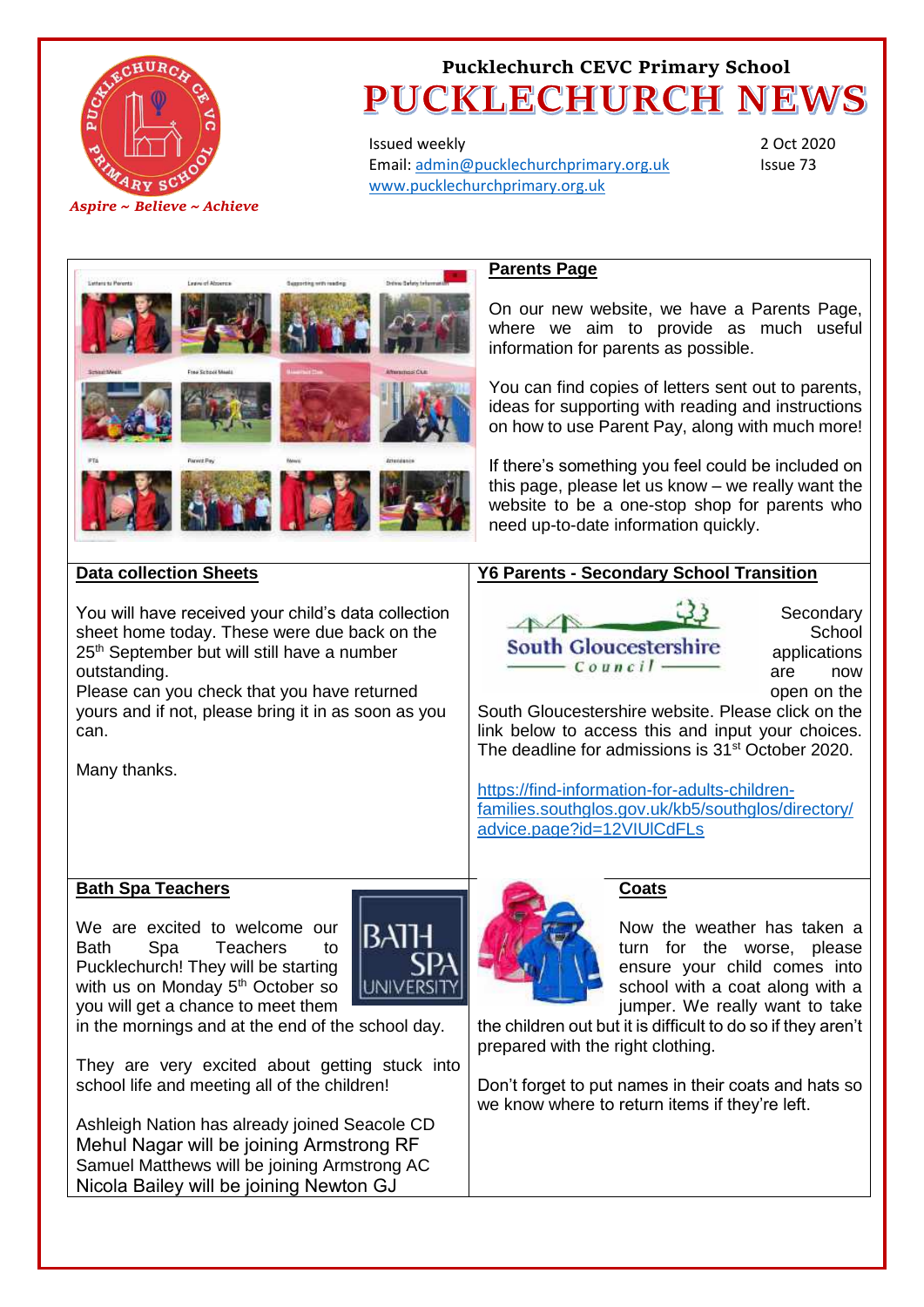Pucklechurch CEVC Primary School

# PUCKLECHURCH NEWS

*Aspire ~ Believe ~ Achieve*

Issued weekly
Email: admin@pucklechurchprimary.org.uk
www.pucklechurchprimary.org.uk

2 Oct 2020
Issue 73

## Parents Page

On our new website, we have a Parents Page, where we aim to provide as much useful information for parents as possible.

You can find copies of letters sent out to parents, ideas for supporting with reading and instructions on how to use Parent Pay, along with much more!

If there's something you feel could be included on this page, please let us know – we really want the website to be a one-stop shop for parents who need up-to-date information quickly.

## Data collection Sheets

You will have received your child's data collection sheet home today. These were due back on the 25th September but will still have a number outstanding.
Please can you check that you have returned yours and if not, please bring it in as soon as you can.

Many thanks.

## Y6 Parents - Secondary School Transition

Secondary School applications are now open on the South Gloucestershire website. Please click on the link below to access this and input your choices. The deadline for admissions is 31st October 2020.

https://find-information-for-adults-children-families.southglos.gov.uk/kb5/southglos/directory/advice.page?id=12VIUlCdFLs

## Bath Spa Teachers

We are excited to welcome our Bath Spa Teachers to Pucklechurch! They will be starting with us on Monday 5th October so you will get a chance to meet them in the mornings and at the end of the school day.

They are very excited about getting stuck into school life and meeting all of the children!

Ashleigh Nation has already joined Seacole CD
Mehul Nagar will be joining Armstrong RF
Samuel Matthews will be joining Armstrong AC
Nicola Bailey will be joining Newton GJ

## Coats

Now the weather has taken a turn for the worse, please ensure your child comes into school with a coat along with a jumper. We really want to take the children out but it is difficult to do so if they aren't prepared with the right clothing.

Don't forget to put names in their coats and hats so we know where to return items if they're left.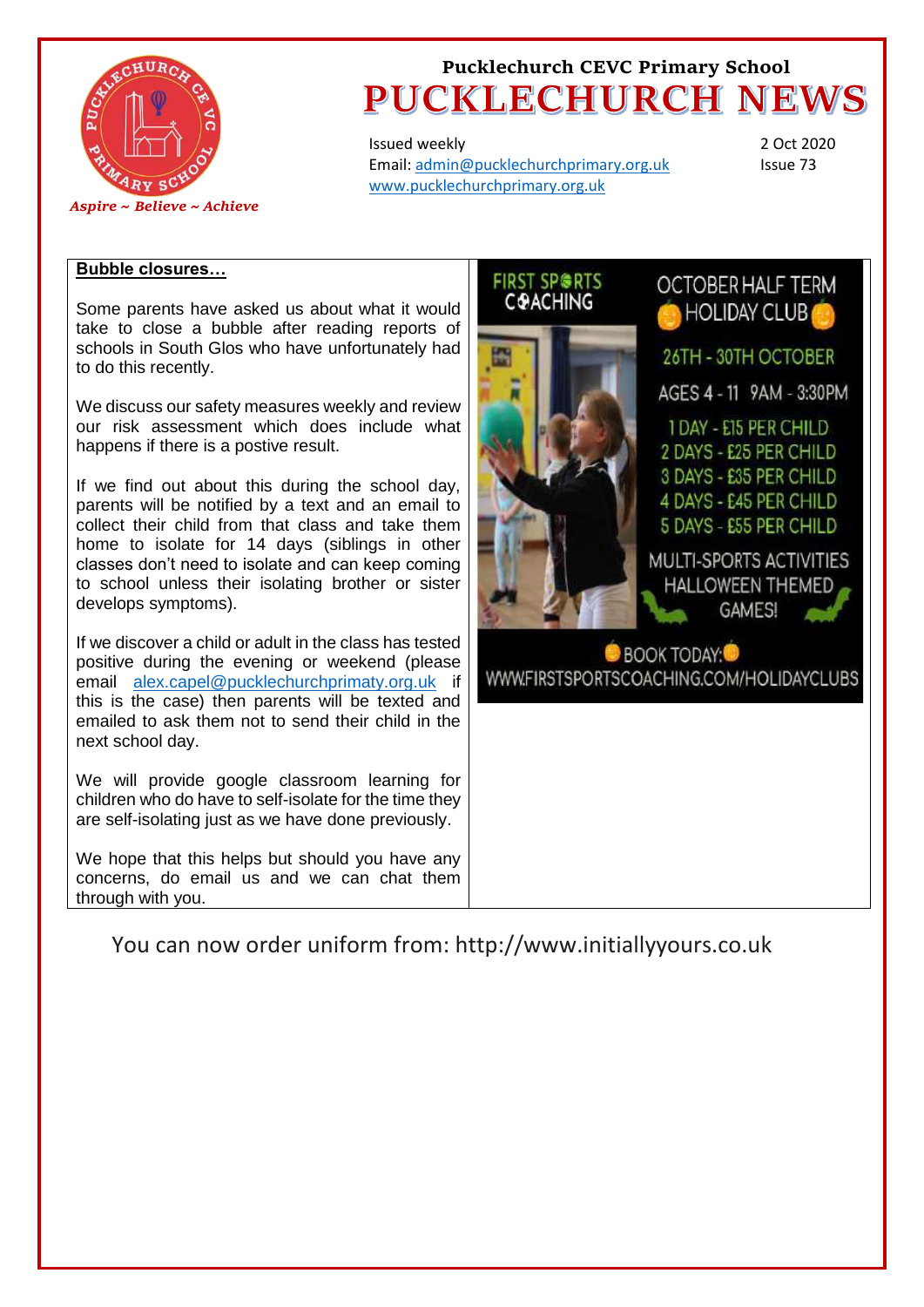Pucklechurch CEVC Primary School

# PUCKLECHURCH NEWS

*Aspire ~ Believe ~ Achieve*

Issued weekly
Email: admin@pucklechurchprimary.org.uk
www.pucklechurchprimary.org.uk

2 Oct 2020
Issue 73

**Bubble closures…**

Some parents have asked us about what it would take to close a bubble after reading reports of schools in South Glos who have unfortunately had to do this recently.

We discuss our safety measures weekly and review our risk assessment which does include what happens if there is a postive result.

If we find out about this during the school day, parents will be notified by a text and an email to collect their child from that class and take them home to isolate for 14 days (siblings in other classes don't need to isolate and can keep coming to school unless their isolating brother or sister develops symptoms).

If we discover a child or adult in the class has tested positive during the evening or weekend (please email alex.capel@pucklechurchprimaty.org.uk if this is the case) then parents will be texted and emailed to ask them not to send their child in the next school day.

We will provide google classroom learning for children who do have to self-isolate for the time they are self-isolating just as we have done previously.

We hope that this helps but should you have any concerns, do email us and we can chat them through with you.

FIRST SPORTS COACHING

OCTOBER HALF TERM HOLIDAY CLUB

26TH - 30TH OCTOBER

AGES 4 - 11 9AM - 3:30PM

1 DAY - £15 PER CHILD
2 DAYS - £25 PER CHILD
3 DAYS - £35 PER CHILD
4 DAYS - £45 PER CHILD
5 DAYS - £55 PER CHILD

MULTI-SPORTS ACTIVITIES
HALLOWEEN THEMED GAMES!

BOOK TODAY:
WWW.FIRSTSPORTSCOACHING.COM/HOLIDAYCLUBS

You can now order uniform from: http://www.initiallyyours.co.uk